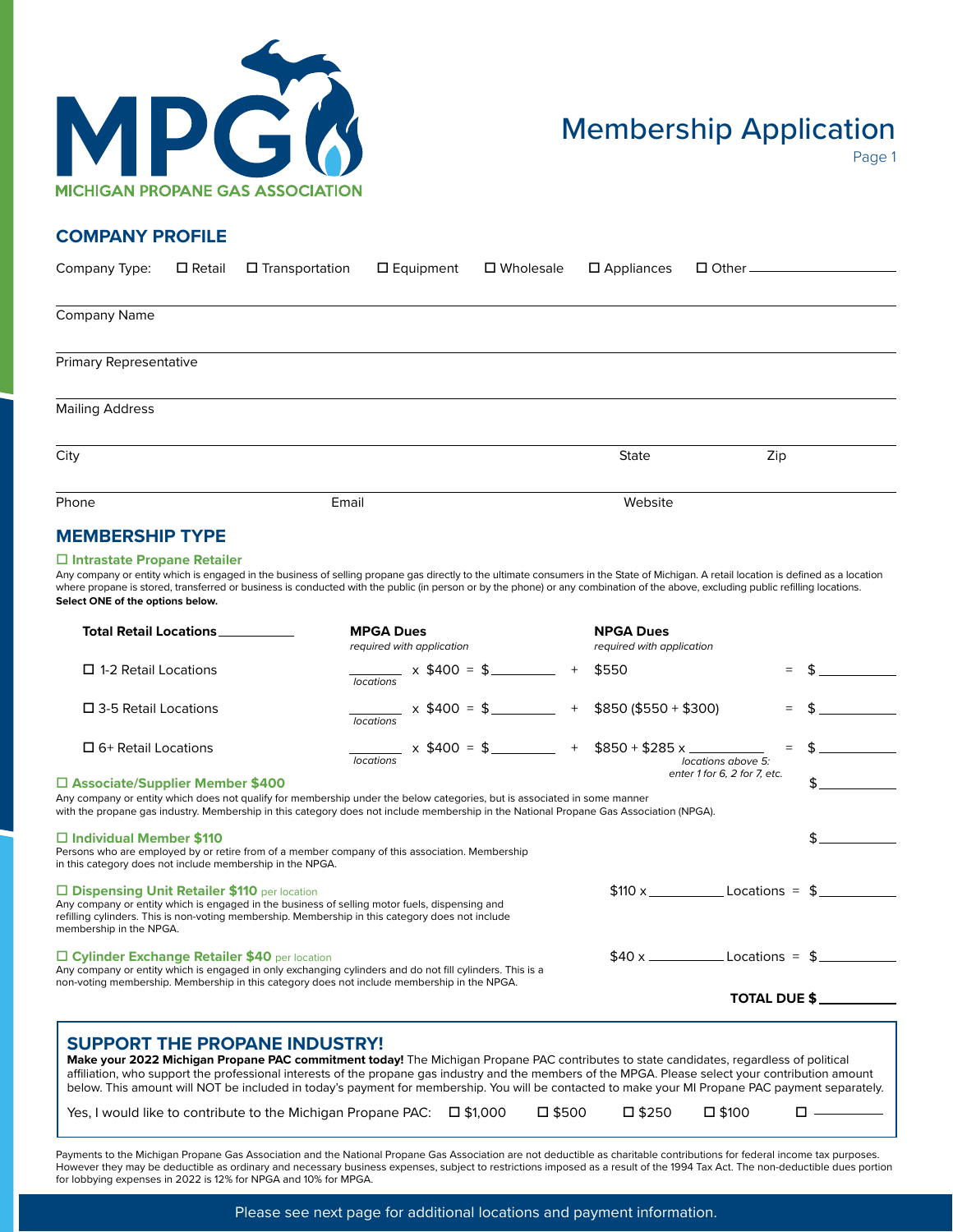MICHIGAN PROPANE GAS ASSOCIATION

# Membership Application

Page 1

## COMPANY PROFILE

Company Type: ☐ Retail ☐ Transportation ☐ Equipment ☐ Wholesale ☐ Appliances ☐ Other ____________

Company Name

Primary Representative

Mailing Address

City | State | Zip

Phone | Email | Website

## MEMBERSHIP TYPE

### ☐ Intrastate Propane Retailer

Any company or entity which is engaged in the business of selling propane gas directly to the ultimate consumers in the State of Michigan. A retail location is defined as a location where propane is stored, transferred or business is conducted with the public (in person or by the phone) or any combination of the above, excluding public refilling locations. **Select ONE of the options below.**

| **Total Retail Locations** ________ | **MPGA Dues** *required with application* | | **NPGA Dues** *required with application* | | |
|---|---|---|---|---|---|
| ☐ 1-2 Retail Locations | ______ *locations* x $400 = $______ | + | $550 | = | $______ |
| ☐ 3-5 Retail Locations | ______ *locations* x $400 = $______ | + | $850 ($550 + $300) | = | $______ |
| ☐ 6+ Retail Locations | ______ *locations* x $400 = $______ | + | $850 + $285 x ______ *locations above 5: enter 1 for 6, 2 for 7, etc.* | = | $______ |

### ☐ Associate/Supplier Member $400

Any company or entity which does not qualify for membership under the below categories, but is associated in some manner with the propane gas industry. Membership in this category does not include membership in the National Propane Gas Association (NPGA).

$______

### ☐ Individual Member $110

Persons who are employed by or retire from of a member company of this association. Membership in this category does not include membership in the NPGA.

$______

### ☐ Dispensing Unit Retailer $110 per location

Any company or entity which is engaged in the business of selling motor fuels, dispensing and refilling cylinders. This is non-voting membership. Membership in this category does not include membership in the NPGA.

$110 x ______ Locations = $______

### ☐ Cylinder Exchange Retailer $40 per location

Any company or entity which is engaged in only exchanging cylinders and do not fill cylinders. This is a non-voting membership. Membership in this category does not include membership in the NPGA.

$40 x ______ Locations = $______

**TOTAL DUE $______**

## SUPPORT THE PROPANE INDUSTRY!

**Make your 2022 Michigan Propane PAC commitment today!** The Michigan Propane PAC contributes to state candidates, regardless of political affiliation, who support the professional interests of the propane gas industry and the members of the MPGA. Please select your contribution amount below. This amount will NOT be included in today's payment for membership. You will be contacted to make your MI Propane PAC payment separately.

Yes, I would like to contribute to the Michigan Propane PAC: ☐ $1,000 ☐ $500 ☐ $250 ☐ $100 ☐ ______

Payments to the Michigan Propane Gas Association and the National Propane Gas Association are not deductible as charitable contributions for federal income tax purposes. However they may be deductible as ordinary and necessary business expenses, subject to restrictions imposed as a result of the 1994 Tax Act. The non-deductible dues portion for lobbying expenses in 2022 is 12% for NPGA and 10% for MPGA.

Please see next page for additional locations and payment information.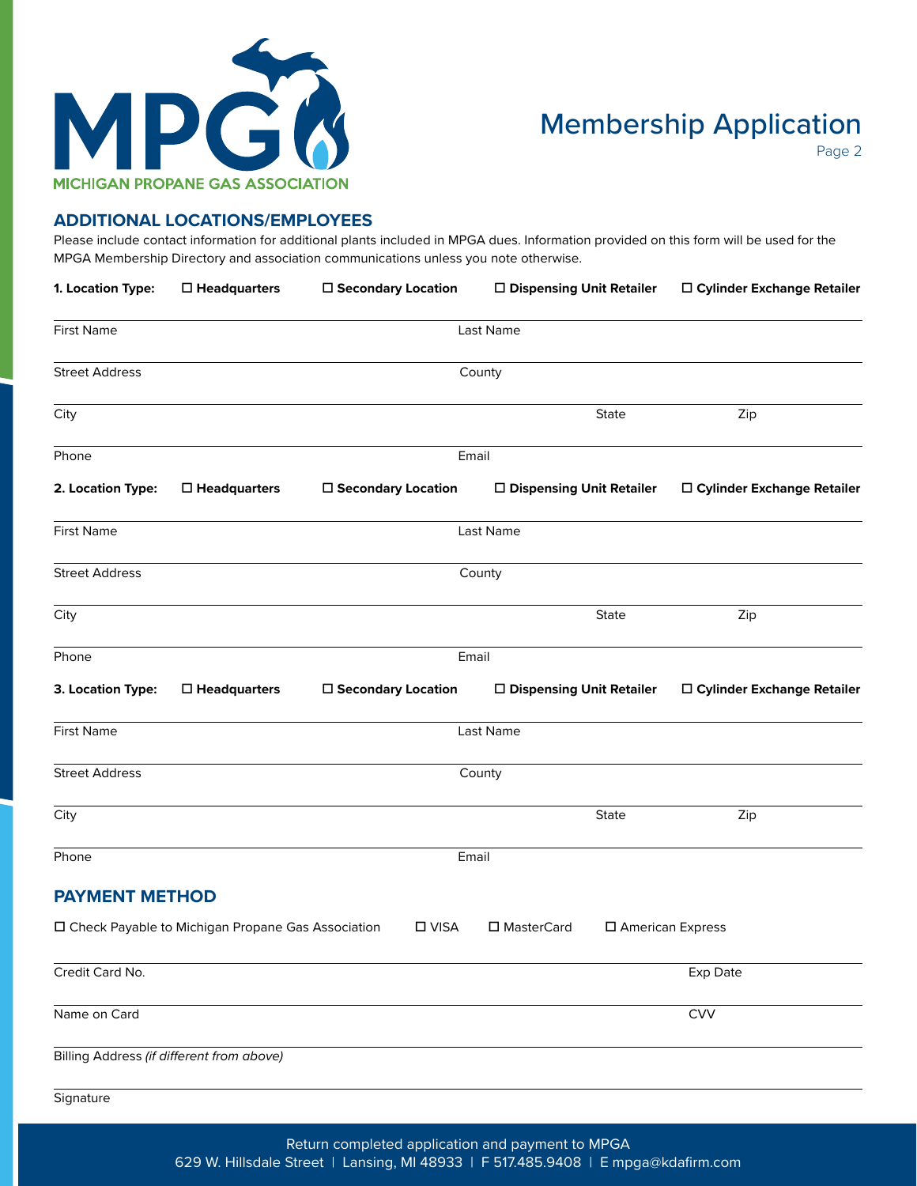MICHIGAN PROPANE GAS ASSOCIATION

# Membership Application

## ADDITIONAL LOCATIONS/EMPLOYEES

Please include contact information for additional plants included in MPGA dues. Information provided on this form will be used for the MPGA Membership Directory and association communications unless you note otherwise.

**1. Location Type:** ☐ **Headquarters** ☐ **Secondary Location** ☐ **Dispensing Unit Retailer** ☐ **Cylinder Exchange Retailer**

First Name _______________ Last Name _______________

Street Address _______________ County _______________

City _______________ State _______________ Zip _______________

Phone _______________ Email _______________

**2. Location Type:** ☐ **Headquarters** ☐ **Secondary Location** ☐ **Dispensing Unit Retailer** ☐ **Cylinder Exchange Retailer**

First Name _______________ Last Name _______________

Street Address _______________ County _______________

City _______________ State _______________ Zip _______________

Phone _______________ Email _______________

**3. Location Type:** ☐ **Headquarters** ☐ **Secondary Location** ☐ **Dispensing Unit Retailer** ☐ **Cylinder Exchange Retailer**

First Name _______________ Last Name _______________

Street Address _______________ County _______________

City _______________ State _______________ Zip _______________

Phone _______________ Email _______________

## PAYMENT METHOD

☐ Check Payable to Michigan Propane Gas Association ☐ VISA ☐ MasterCard ☐ American Express

Credit Card No. _______________ Exp Date _______________

Name on Card _______________ CVV _______________

Billing Address *(if different from above)* _______________

Signature _______________

Return completed application and payment to MPGA
629 W. Hillsdale Street | Lansing, MI 48933 | F 517.485.9408 | E mpga@kdafirm.com